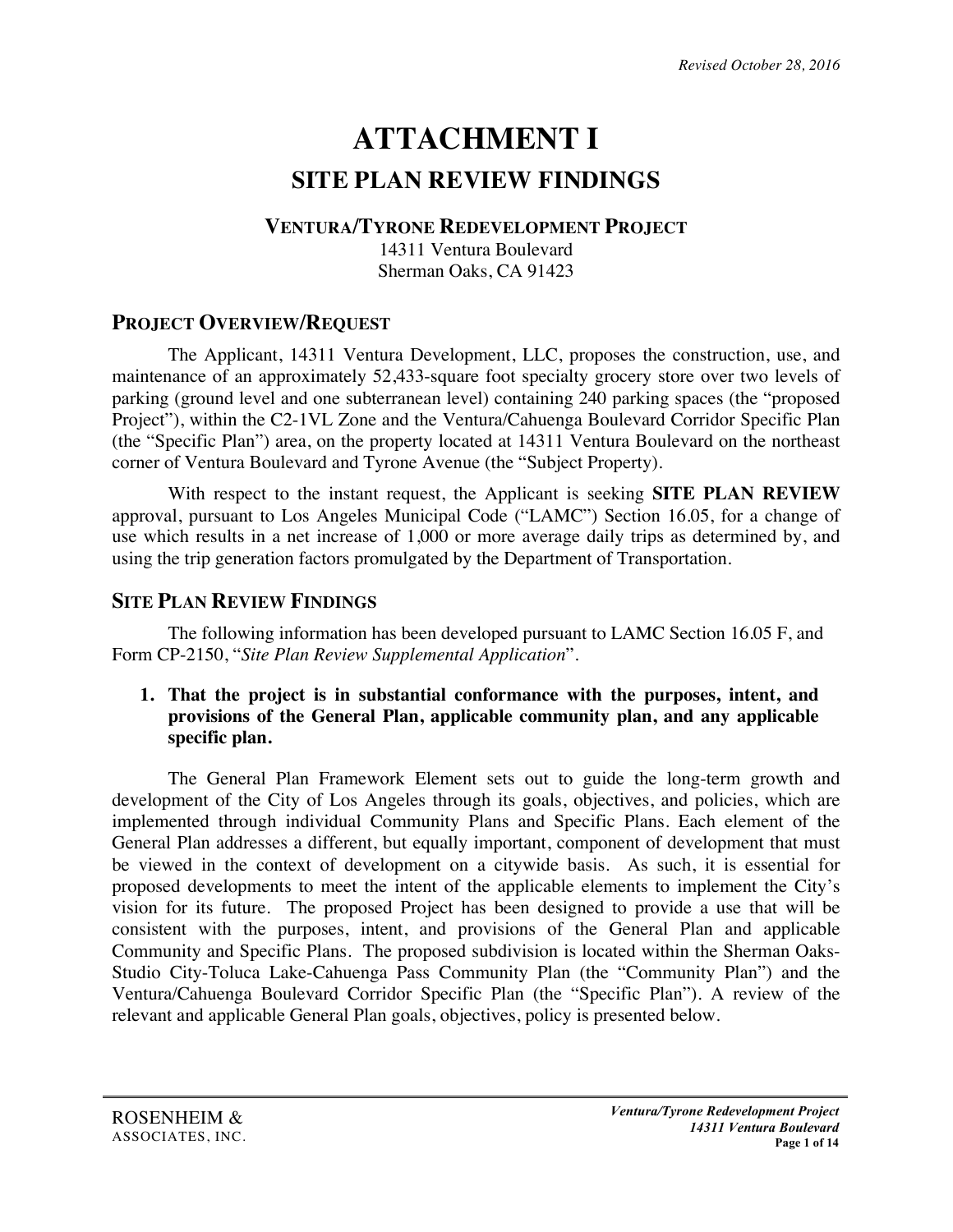*Revised October 28, 2016*

# ATTACHMENT I

## SITE PLAN REVIEW FINDINGS

### VENTURA/TYRONE REDEVELOPMENT PROJECT

14311 Ventura Boulevard
Sherman Oaks, CA 91423

## PROJECT OVERVIEW/REQUEST

The Applicant, 14311 Ventura Development, LLC, proposes the construction, use, and maintenance of an approximately 52,433-square foot specialty grocery store over two levels of parking (ground level and one subterranean level) containing 240 parking spaces (the "proposed Project"), within the C2-1VL Zone and the Ventura/Cahuenga Boulevard Corridor Specific Plan (the "Specific Plan") area, on the property located at 14311 Ventura Boulevard on the northeast corner of Ventura Boulevard and Tyrone Avenue (the "Subject Property).

With respect to the instant request, the Applicant is seeking **SITE PLAN REVIEW** approval, pursuant to Los Angeles Municipal Code ("LAMC") Section 16.05, for a change of use which results in a net increase of 1,000 or more average daily trips as determined by, and using the trip generation factors promulgated by the Department of Transportation.

## SITE PLAN REVIEW FINDINGS

The following information has been developed pursuant to LAMC Section 16.05 F, and Form CP-2150, "*Site Plan Review Supplemental Application*".

1. **That the project is in substantial conformance with the purposes, intent, and provisions of the General Plan, applicable community plan, and any applicable specific plan.**

The General Plan Framework Element sets out to guide the long-term growth and development of the City of Los Angeles through its goals, objectives, and policies, which are implemented through individual Community Plans and Specific Plans. Each element of the General Plan addresses a different, but equally important, component of development that must be viewed in the context of development on a citywide basis. As such, it is essential for proposed developments to meet the intent of the applicable elements to implement the City's vision for its future. The proposed Project has been designed to provide a use that will be consistent with the purposes, intent, and provisions of the General Plan and applicable Community and Specific Plans. The proposed subdivision is located within the Sherman Oaks-Studio City-Toluca Lake-Cahuenga Pass Community Plan (the "Community Plan") and the Ventura/Cahuenga Boulevard Corridor Specific Plan (the "Specific Plan"). A review of the relevant and applicable General Plan goals, objectives, policy is presented below.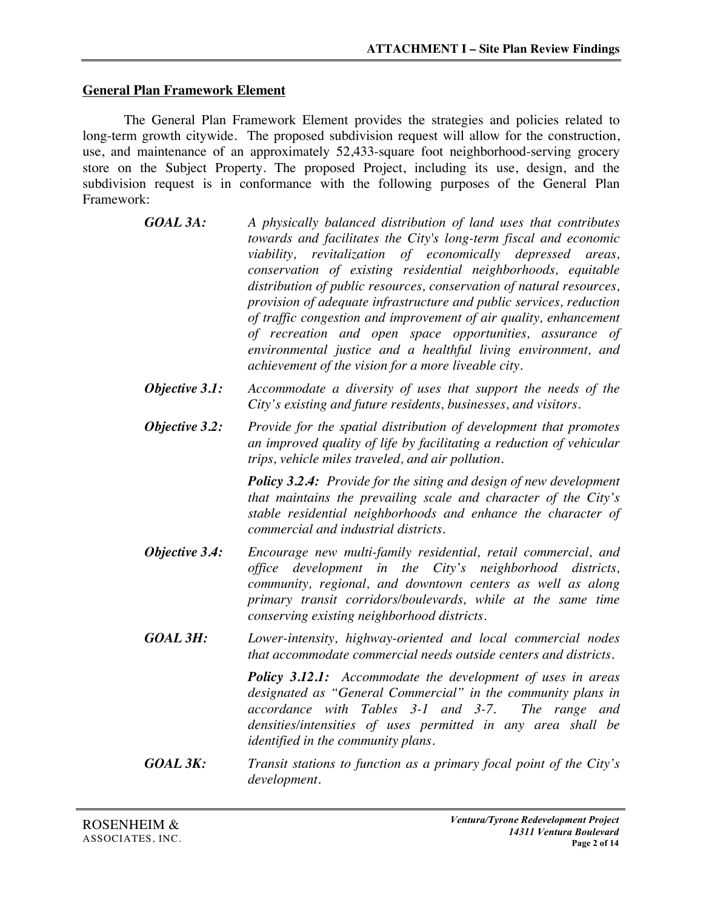## General Plan Framework Element

The General Plan Framework Element provides the strategies and policies related to long-term growth citywide. The proposed subdivision request will allow for the construction, use, and maintenance of an approximately 52,433-square foot neighborhood-serving grocery store on the Subject Property. The proposed Project, including its use, design, and the subdivision request is in conformance with the following purposes of the General Plan Framework:

***GOAL 3A:*** *A physically balanced distribution of land uses that contributes towards and facilitates the City's long-term fiscal and economic viability, revitalization of economically depressed areas, conservation of existing residential neighborhoods, equitable distribution of public resources, conservation of natural resources, provision of adequate infrastructure and public services, reduction of traffic congestion and improvement of air quality, enhancement of recreation and open space opportunities, assurance of environmental justice and a healthful living environment, and achievement of the vision for a more liveable city.*

***Objective 3.1:*** *Accommodate a diversity of uses that support the needs of the City's existing and future residents, businesses, and visitors.*

***Objective 3.2:*** *Provide for the spatial distribution of development that promotes an improved quality of life by facilitating a reduction of vehicular trips, vehicle miles traveled, and air pollution.*

***Policy 3.2.4:*** *Provide for the siting and design of new development that maintains the prevailing scale and character of the City's stable residential neighborhoods and enhance the character of commercial and industrial districts.*

***Objective 3.4:*** *Encourage new multi-family residential, retail commercial, and office development in the City's neighborhood districts, community, regional, and downtown centers as well as along primary transit corridors/boulevards, while at the same time conserving existing neighborhood districts.*

***GOAL 3H:*** *Lower-intensity, highway-oriented and local commercial nodes that accommodate commercial needs outside centers and districts.*

***Policy 3.12.1:*** *Accommodate the development of uses in areas designated as "General Commercial" in the community plans in accordance with Tables 3-1 and 3-7. The range and densities/intensities of uses permitted in any area shall be identified in the community plans.*

***GOAL 3K:*** *Transit stations to function as a primary focal point of the City's development.*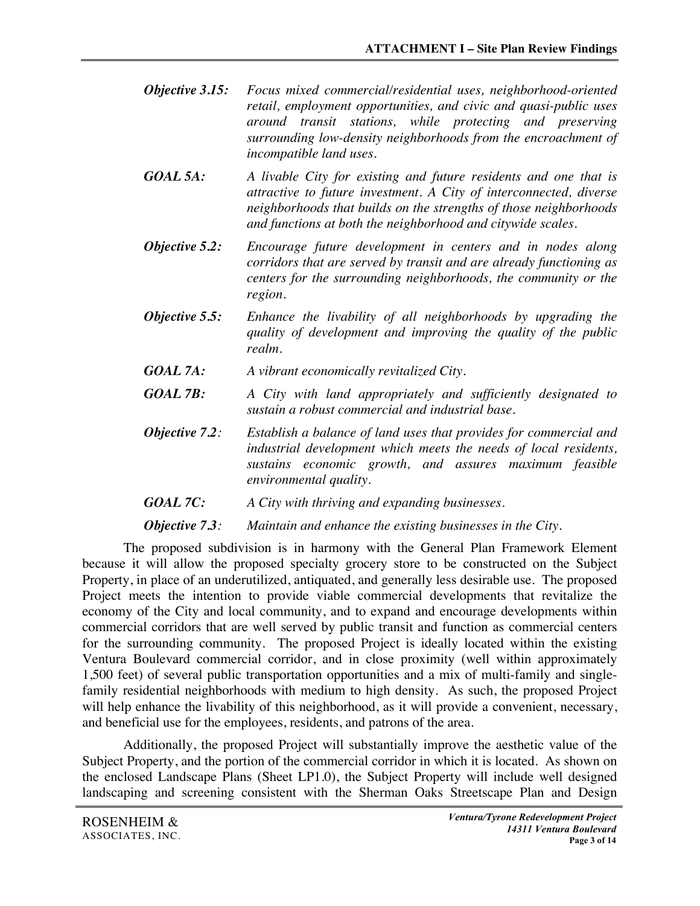***Objective 3.15:*** *Focus mixed commercial/residential uses, neighborhood-oriented retail, employment opportunities, and civic and quasi-public uses around transit stations, while protecting and preserving surrounding low-density neighborhoods from the encroachment of incompatible land uses.*

***GOAL 5A:*** *A livable City for existing and future residents and one that is attractive to future investment. A City of interconnected, diverse neighborhoods that builds on the strengths of those neighborhoods and functions at both the neighborhood and citywide scales.*

***Objective 5.2:*** *Encourage future development in centers and in nodes along corridors that are served by transit and are already functioning as centers for the surrounding neighborhoods, the community or the region.*

***Objective 5.5:*** *Enhance the livability of all neighborhoods by upgrading the quality of development and improving the quality of the public realm.*

***GOAL 7A:*** *A vibrant economically revitalized City.*

***GOAL 7B:*** *A City with land appropriately and sufficiently designated to sustain a robust commercial and industrial base.*

***Objective 7.2:*** *Establish a balance of land uses that provides for commercial and industrial development which meets the needs of local residents, sustains economic growth, and assures maximum feasible environmental quality.*

***GOAL 7C:*** *A City with thriving and expanding businesses.*

***Objective 7.3:*** *Maintain and enhance the existing businesses in the City.*

The proposed subdivision is in harmony with the General Plan Framework Element because it will allow the proposed specialty grocery store to be constructed on the Subject Property, in place of an underutilized, antiquated, and generally less desirable use. The proposed Project meets the intention to provide viable commercial developments that revitalize the economy of the City and local community, and to expand and encourage developments within commercial corridors that are well served by public transit and function as commercial centers for the surrounding community. The proposed Project is ideally located within the existing Ventura Boulevard commercial corridor, and in close proximity (well within approximately 1,500 feet) of several public transportation opportunities and a mix of multi-family and single-family residential neighborhoods with medium to high density. As such, the proposed Project will help enhance the livability of this neighborhood, as it will provide a convenient, necessary, and beneficial use for the employees, residents, and patrons of the area.

Additionally, the proposed Project will substantially improve the aesthetic value of the Subject Property, and the portion of the commercial corridor in which it is located. As shown on the enclosed Landscape Plans (Sheet LP1.0), the Subject Property will include well designed landscaping and screening consistent with the Sherman Oaks Streetscape Plan and Design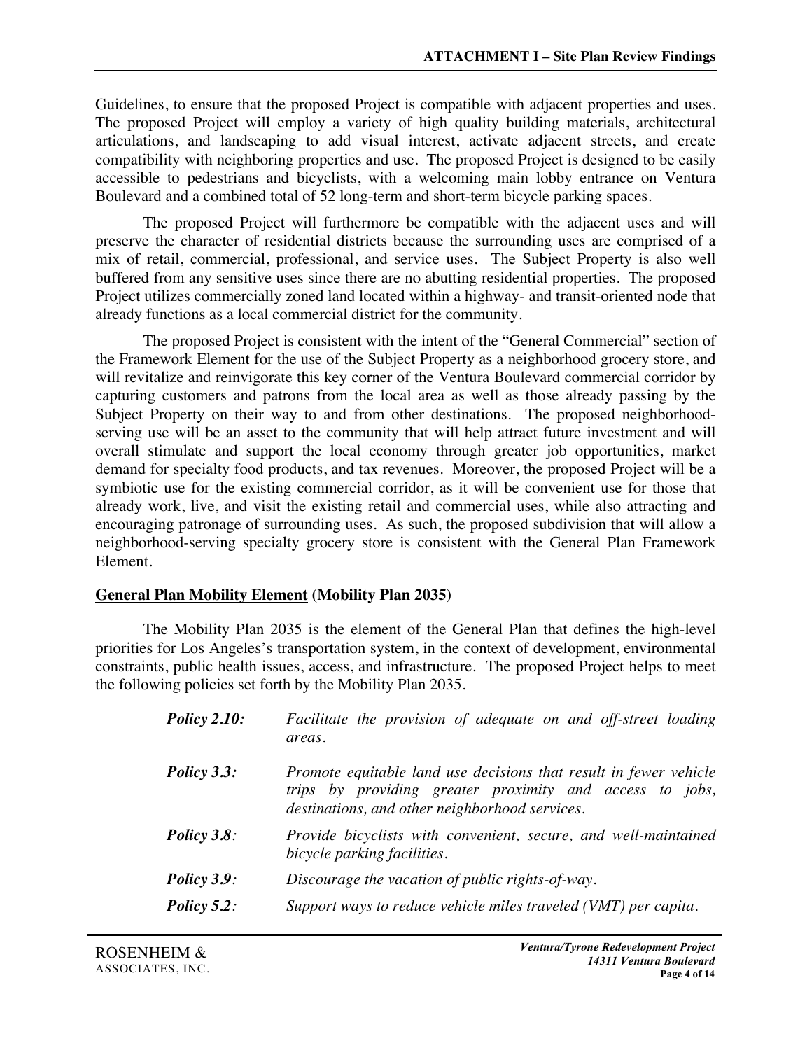Guidelines, to ensure that the proposed Project is compatible with adjacent properties and uses. The proposed Project will employ a variety of high quality building materials, architectural articulations, and landscaping to add visual interest, activate adjacent streets, and create compatibility with neighboring properties and use. The proposed Project is designed to be easily accessible to pedestrians and bicyclists, with a welcoming main lobby entrance on Ventura Boulevard and a combined total of 52 long-term and short-term bicycle parking spaces.

The proposed Project will furthermore be compatible with the adjacent uses and will preserve the character of residential districts because the surrounding uses are comprised of a mix of retail, commercial, professional, and service uses. The Subject Property is also well buffered from any sensitive uses since there are no abutting residential properties. The proposed Project utilizes commercially zoned land located within a highway- and transit-oriented node that already functions as a local commercial district for the community.

The proposed Project is consistent with the intent of the "General Commercial" section of the Framework Element for the use of the Subject Property as a neighborhood grocery store, and will revitalize and reinvigorate this key corner of the Ventura Boulevard commercial corridor by capturing customers and patrons from the local area as well as those already passing by the Subject Property on their way to and from other destinations. The proposed neighborhood-serving use will be an asset to the community that will help attract future investment and will overall stimulate and support the local economy through greater job opportunities, market demand for specialty food products, and tax revenues. Moreover, the proposed Project will be a symbiotic use for the existing commercial corridor, as it will be convenient use for those that already work, live, and visit the existing retail and commercial uses, while also attracting and encouraging patronage of surrounding uses. As such, the proposed subdivision that will allow a neighborhood-serving specialty grocery store is consistent with the General Plan Framework Element.

## General Plan Mobility Element (Mobility Plan 2035)

The Mobility Plan 2035 is the element of the General Plan that defines the high-level priorities for Los Angeles's transportation system, in the context of development, environmental constraints, public health issues, access, and infrastructure. The proposed Project helps to meet the following policies set forth by the Mobility Plan 2035.

***Policy 2.10:*** *Facilitate the provision of adequate on and off-street loading areas.*

***Policy 3.3:*** *Promote equitable land use decisions that result in fewer vehicle trips by providing greater proximity and access to jobs, destinations, and other neighborhood services.*

***Policy 3.8:*** *Provide bicyclists with convenient, secure, and well-maintained bicycle parking facilities.*

***Policy 3.9:*** *Discourage the vacation of public rights-of-way.*

***Policy 5.2:*** *Support ways to reduce vehicle miles traveled (VMT) per capita.*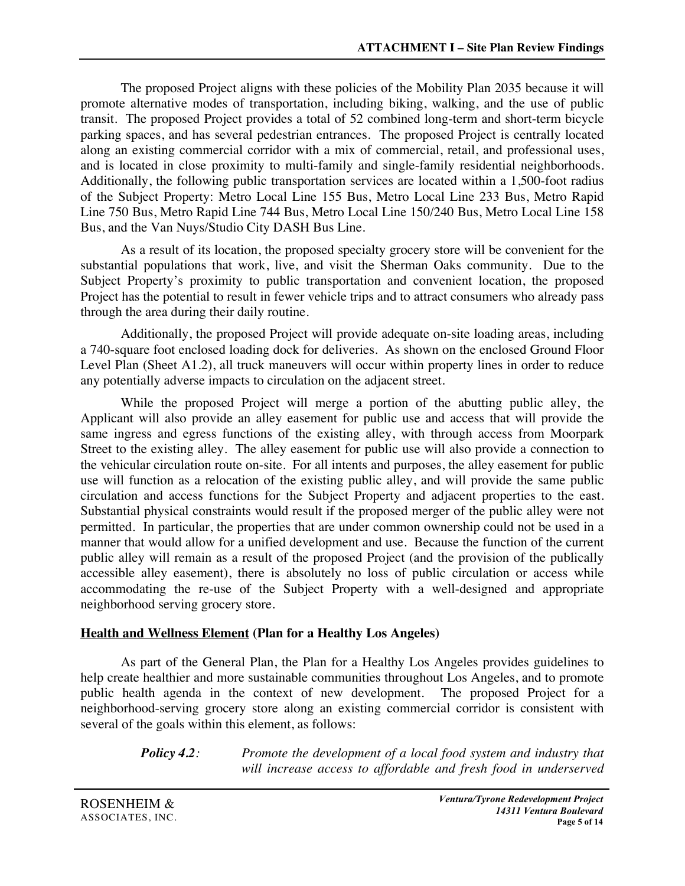The proposed Project aligns with these policies of the Mobility Plan 2035 because it will promote alternative modes of transportation, including biking, walking, and the use of public transit. The proposed Project provides a total of 52 combined long-term and short-term bicycle parking spaces, and has several pedestrian entrances. The proposed Project is centrally located along an existing commercial corridor with a mix of commercial, retail, and professional uses, and is located in close proximity to multi-family and single-family residential neighborhoods. Additionally, the following public transportation services are located within a 1,500-foot radius of the Subject Property: Metro Local Line 155 Bus, Metro Local Line 233 Bus, Metro Rapid Line 750 Bus, Metro Rapid Line 744 Bus, Metro Local Line 150/240 Bus, Metro Local Line 158 Bus, and the Van Nuys/Studio City DASH Bus Line.

As a result of its location, the proposed specialty grocery store will be convenient for the substantial populations that work, live, and visit the Sherman Oaks community. Due to the Subject Property's proximity to public transportation and convenient location, the proposed Project has the potential to result in fewer vehicle trips and to attract consumers who already pass through the area during their daily routine.

Additionally, the proposed Project will provide adequate on-site loading areas, including a 740-square foot enclosed loading dock for deliveries. As shown on the enclosed Ground Floor Level Plan (Sheet A1.2), all truck maneuvers will occur within property lines in order to reduce any potentially adverse impacts to circulation on the adjacent street.

While the proposed Project will merge a portion of the abutting public alley, the Applicant will also provide an alley easement for public use and access that will provide the same ingress and egress functions of the existing alley, with through access from Moorpark Street to the existing alley. The alley easement for public use will also provide a connection to the vehicular circulation route on-site. For all intents and purposes, the alley easement for public use will function as a relocation of the existing public alley, and will provide the same public circulation and access functions for the Subject Property and adjacent properties to the east. Substantial physical constraints would result if the proposed merger of the public alley were not permitted. In particular, the properties that are under common ownership could not be used in a manner that would allow for a unified development and use. Because the function of the current public alley will remain as a result of the proposed Project (and the provision of the publically accessible alley easement), there is absolutely no loss of public circulation or access while accommodating the re-use of the Subject Property with a well-designed and appropriate neighborhood serving grocery store.

**<u>Health and Wellness Element</u> (Plan for a Healthy Los Angeles)**

As part of the General Plan, the Plan for a Healthy Los Angeles provides guidelines to help create healthier and more sustainable communities throughout Los Angeles, and to promote public health agenda in the context of new development. The proposed Project for a neighborhood-serving grocery store along an existing commercial corridor is consistent with several of the goals within this element, as follows:

> ***Policy 4.2:*** *Promote the development of a local food system and industry that will increase access to affordable and fresh food in underserved*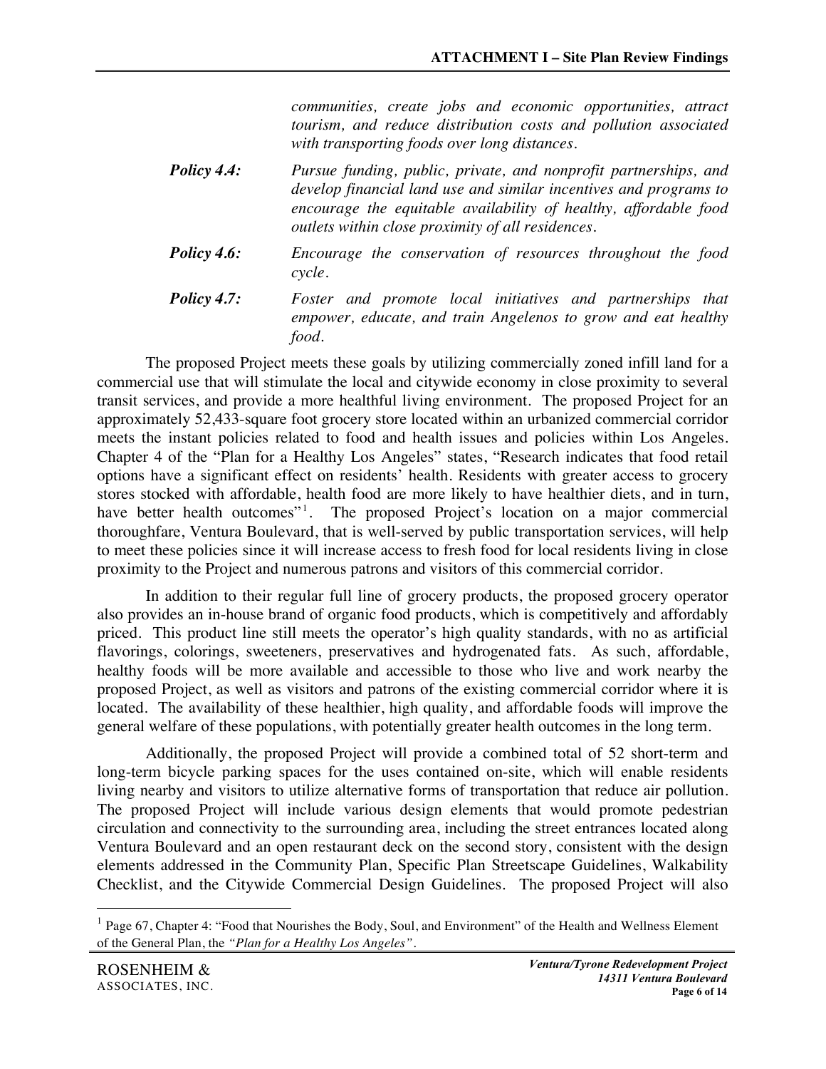*communities, create jobs and economic opportunities, attract tourism, and reduce distribution costs and pollution associated with transporting foods over long distances.*

***Policy 4.4:*** *Pursue funding, public, private, and nonprofit partnerships, and develop financial land use and similar incentives and programs to encourage the equitable availability of healthy, affordable food outlets within close proximity of all residences.*

***Policy 4.6:*** *Encourage the conservation of resources throughout the food cycle.*

***Policy 4.7:*** *Foster and promote local initiatives and partnerships that empower, educate, and train Angelenos to grow and eat healthy food.*

The proposed Project meets these goals by utilizing commercially zoned infill land for a commercial use that will stimulate the local and citywide economy in close proximity to several transit services, and provide a more healthful living environment. The proposed Project for an approximately 52,433-square foot grocery store located within an urbanized commercial corridor meets the instant policies related to food and health issues and policies within Los Angeles. Chapter 4 of the "Plan for a Healthy Los Angeles" states, "Research indicates that food retail options have a significant effect on residents' health. Residents with greater access to grocery stores stocked with affordable, health food are more likely to have healthier diets, and in turn, have better health outcomes"[1]. The proposed Project's location on a major commercial thoroughfare, Ventura Boulevard, that is well-served by public transportation services, will help to meet these policies since it will increase access to fresh food for local residents living in close proximity to the Project and numerous patrons and visitors of this commercial corridor.

In addition to their regular full line of grocery products, the proposed grocery operator also provides an in-house brand of organic food products, which is competitively and affordably priced. This product line still meets the operator's high quality standards, with no as artificial flavorings, colorings, sweeteners, preservatives and hydrogenated fats. As such, affordable, healthy foods will be more available and accessible to those who live and work nearby the proposed Project, as well as visitors and patrons of the existing commercial corridor where it is located. The availability of these healthier, high quality, and affordable foods will improve the general welfare of these populations, with potentially greater health outcomes in the long term.

Additionally, the proposed Project will provide a combined total of 52 short-term and long-term bicycle parking spaces for the uses contained on-site, which will enable residents living nearby and visitors to utilize alternative forms of transportation that reduce air pollution. The proposed Project will include various design elements that would promote pedestrian circulation and connectivity to the surrounding area, including the street entrances located along Ventura Boulevard and an open restaurant deck on the second story, consistent with the design elements addressed in the Community Plan, Specific Plan Streetscape Guidelines, Walkability Checklist, and the Citywide Commercial Design Guidelines. The proposed Project will also

---

[1] Page 67, Chapter 4: "Food that Nourishes the Body, Soul, and Environment" of the Health and Wellness Element of the General Plan, the *"Plan for a Healthy Los Angeles"*.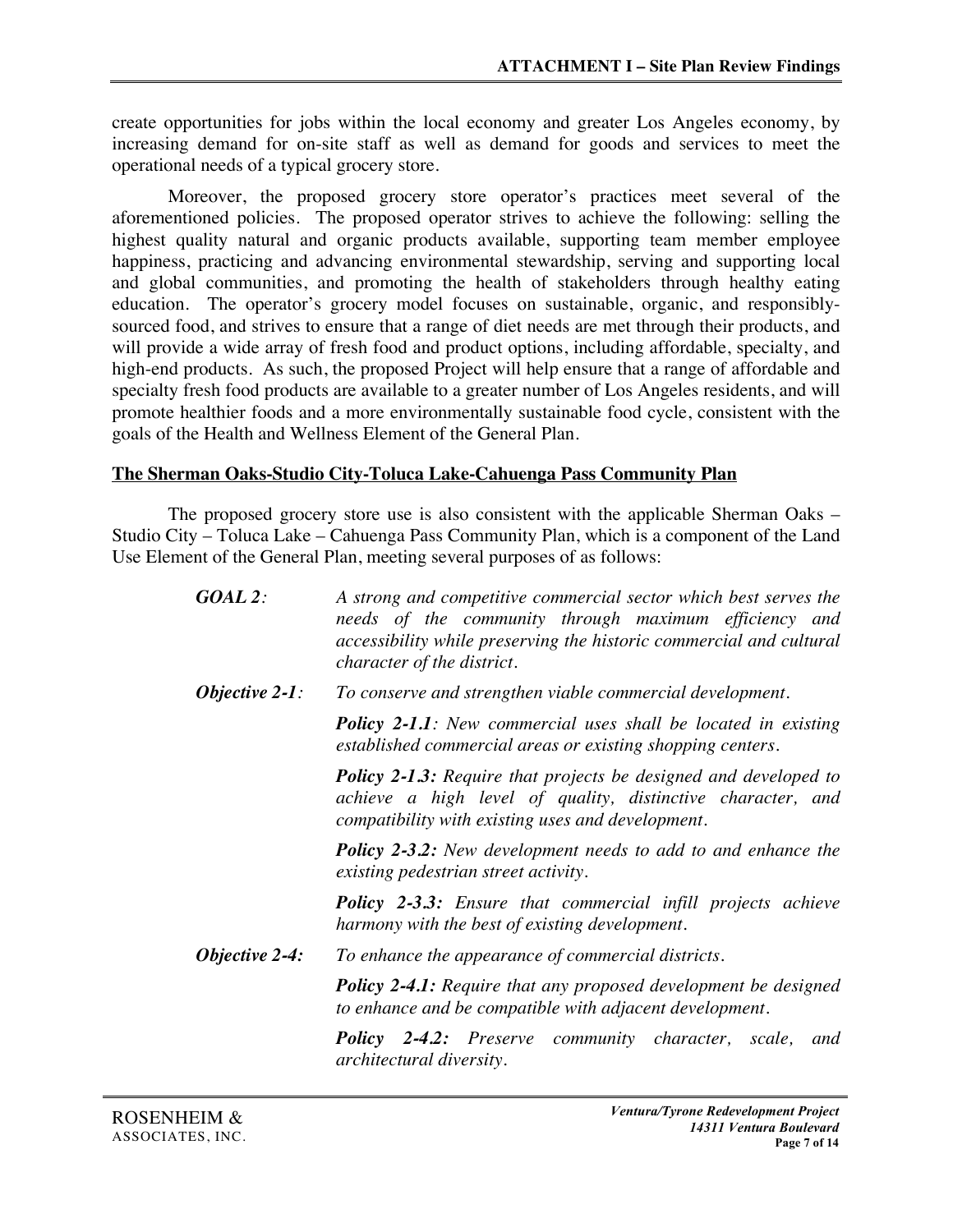create opportunities for jobs within the local economy and greater Los Angeles economy, by increasing demand for on-site staff as well as demand for goods and services to meet the operational needs of a typical grocery store.

Moreover, the proposed grocery store operator's practices meet several of the aforementioned policies. The proposed operator strives to achieve the following: selling the highest quality natural and organic products available, supporting team member employee happiness, practicing and advancing environmental stewardship, serving and supporting local and global communities, and promoting the health of stakeholders through healthy eating education. The operator's grocery model focuses on sustainable, organic, and responsibly-sourced food, and strives to ensure that a range of diet needs are met through their products, and will provide a wide array of fresh food and product options, including affordable, specialty, and high-end products. As such, the proposed Project will help ensure that a range of affordable and specialty fresh food products are available to a greater number of Los Angeles residents, and will promote healthier foods and a more environmentally sustainable food cycle, consistent with the goals of the Health and Wellness Element of the General Plan.

**The Sherman Oaks-Studio City-Toluca Lake-Cahuenga Pass Community Plan**

The proposed grocery store use is also consistent with the applicable Sherman Oaks – Studio City – Toluca Lake – Cahuenga Pass Community Plan, which is a component of the Land Use Element of the General Plan, meeting several purposes of as follows:

***GOAL 2:*** *A strong and competitive commercial sector which best serves the needs of the community through maximum efficiency and accessibility while preserving the historic commercial and cultural character of the district.*

***Objective 2-1:*** *To conserve and strengthen viable commercial development.*

***Policy 2-1.1:*** *New commercial uses shall be located in existing established commercial areas or existing shopping centers.*

***Policy 2-1.3:*** *Require that projects be designed and developed to achieve a high level of quality, distinctive character, and compatibility with existing uses and development.*

***Policy 2-3.2:*** *New development needs to add to and enhance the existing pedestrian street activity.*

***Policy 2-3.3:*** *Ensure that commercial infill projects achieve harmony with the best of existing development.*

***Objective 2-4:*** *To enhance the appearance of commercial districts.*

***Policy 2-4.1:*** *Require that any proposed development be designed to enhance and be compatible with adjacent development.*

***Policy 2-4.2:*** *Preserve community character, scale, and architectural diversity.*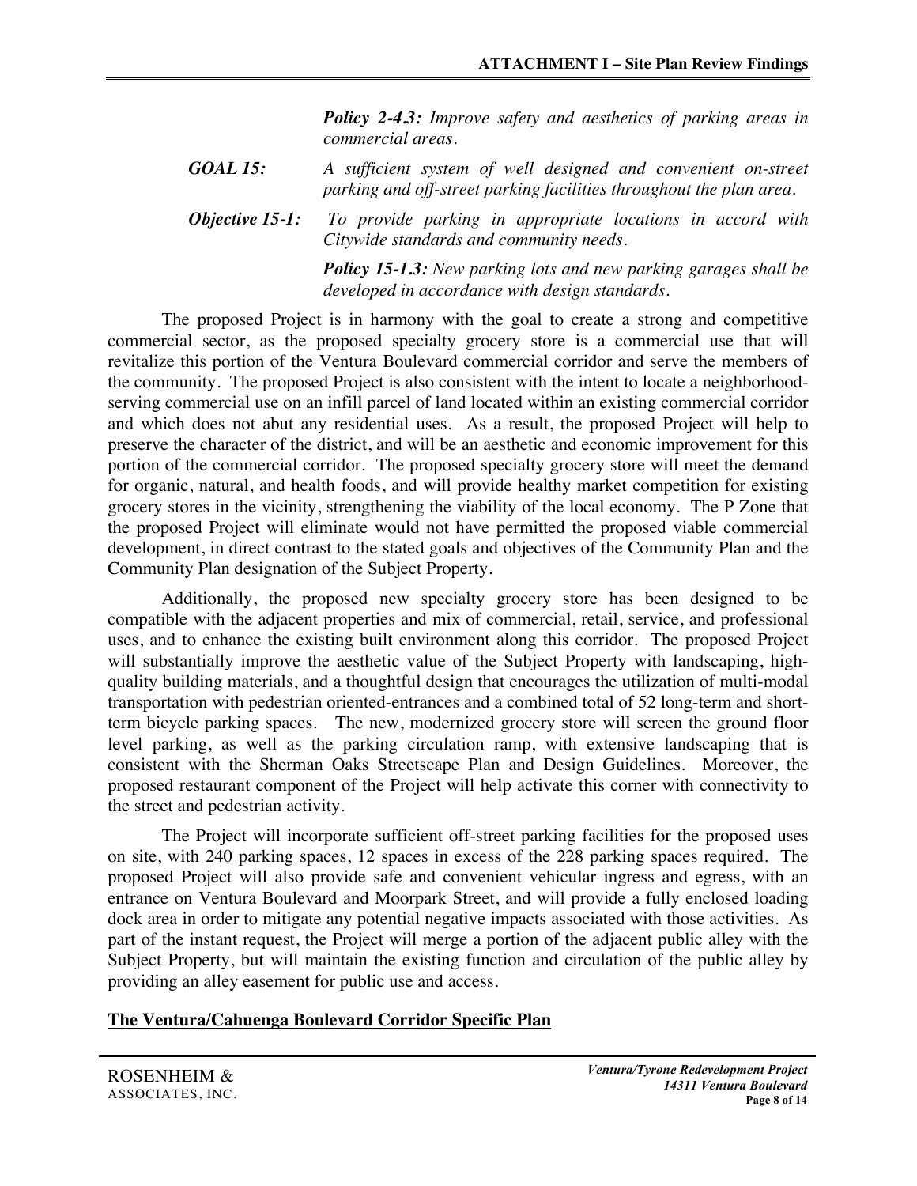*Policy 2-4.3: Improve safety and aesthetics of parking areas in commercial areas.*

***GOAL 15:*** *A sufficient system of well designed and convenient on-street parking and off-street parking facilities throughout the plan area.*

***Objective 15-1:*** *To provide parking in appropriate locations in accord with Citywide standards and community needs.*

***Policy 15-1.3:*** *New parking lots and new parking garages shall be developed in accordance with design standards.*

The proposed Project is in harmony with the goal to create a strong and competitive commercial sector, as the proposed specialty grocery store is a commercial use that will revitalize this portion of the Ventura Boulevard commercial corridor and serve the members of the community. The proposed Project is also consistent with the intent to locate a neighborhood-serving commercial use on an infill parcel of land located within an existing commercial corridor and which does not abut any residential uses. As a result, the proposed Project will help to preserve the character of the district, and will be an aesthetic and economic improvement for this portion of the commercial corridor. The proposed specialty grocery store will meet the demand for organic, natural, and health foods, and will provide healthy market competition for existing grocery stores in the vicinity, strengthening the viability of the local economy. The P Zone that the proposed Project will eliminate would not have permitted the proposed viable commercial development, in direct contrast to the stated goals and objectives of the Community Plan and the Community Plan designation of the Subject Property.

Additionally, the proposed new specialty grocery store has been designed to be compatible with the adjacent properties and mix of commercial, retail, service, and professional uses, and to enhance the existing built environment along this corridor. The proposed Project will substantially improve the aesthetic value of the Subject Property with landscaping, high-quality building materials, and a thoughtful design that encourages the utilization of multi-modal transportation with pedestrian oriented-entrances and a combined total of 52 long-term and short-term bicycle parking spaces. The new, modernized grocery store will screen the ground floor level parking, as well as the parking circulation ramp, with extensive landscaping that is consistent with the Sherman Oaks Streetscape Plan and Design Guidelines. Moreover, the proposed restaurant component of the Project will help activate this corner with connectivity to the street and pedestrian activity.

The Project will incorporate sufficient off-street parking facilities for the proposed uses on site, with 240 parking spaces, 12 spaces in excess of the 228 parking spaces required. The proposed Project will also provide safe and convenient vehicular ingress and egress, with an entrance on Ventura Boulevard and Moorpark Street, and will provide a fully enclosed loading dock area in order to mitigate any potential negative impacts associated with those activities. As part of the instant request, the Project will merge a portion of the adjacent public alley with the Subject Property, but will maintain the existing function and circulation of the public alley by providing an alley easement for public use and access.

## The Ventura/Cahuenga Boulevard Corridor Specific Plan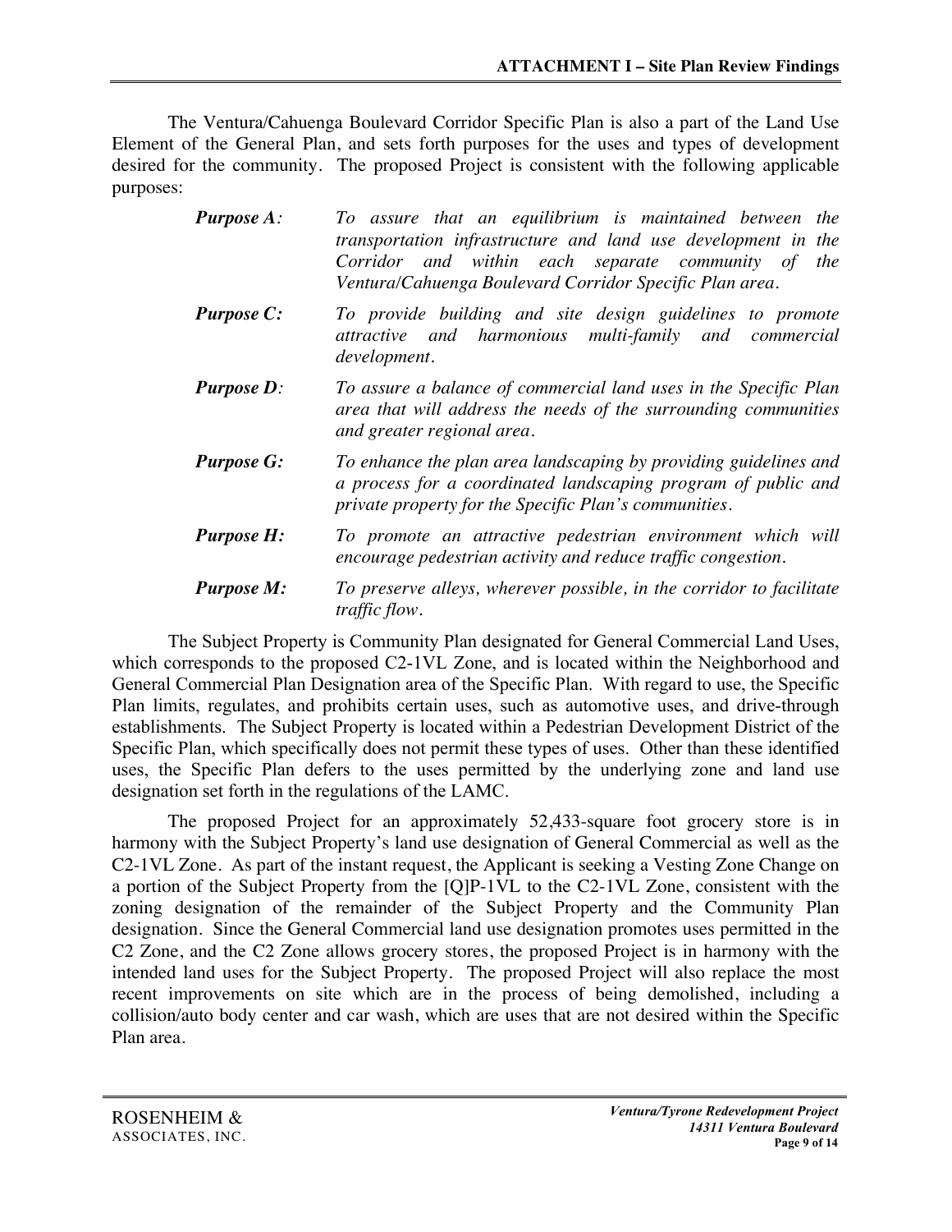The Ventura/Cahuenga Boulevard Corridor Specific Plan is also a part of the Land Use Element of the General Plan, and sets forth purposes for the uses and types of development desired for the community. The proposed Project is consistent with the following applicable purposes:

***Purpose A**: To assure that an equilibrium is maintained between the transportation infrastructure and land use development in the Corridor and within each separate community of the Ventura/Cahuenga Boulevard Corridor Specific Plan area.*

***Purpose C:** To provide building and site design guidelines to promote attractive and harmonious multi-family and commercial development.*

***Purpose D**: To assure a balance of commercial land uses in the Specific Plan area that will address the needs of the surrounding communities and greater regional area.*

***Purpose G:** To enhance the plan area landscaping by providing guidelines and a process for a coordinated landscaping program of public and private property for the Specific Plan's communities.*

***Purpose H:** To promote an attractive pedestrian environment which will encourage pedestrian activity and reduce traffic congestion.*

***Purpose M:** To preserve alleys, wherever possible, in the corridor to facilitate traffic flow.*

The Subject Property is Community Plan designated for General Commercial Land Uses, which corresponds to the proposed C2-1VL Zone, and is located within the Neighborhood and General Commercial Plan Designation area of the Specific Plan. With regard to use, the Specific Plan limits, regulates, and prohibits certain uses, such as automotive uses, and drive-through establishments. The Subject Property is located within a Pedestrian Development District of the Specific Plan, which specifically does not permit these types of uses. Other than these identified uses, the Specific Plan defers to the uses permitted by the underlying zone and land use designation set forth in the regulations of the LAMC.

The proposed Project for an approximately 52,433-square foot grocery store is in harmony with the Subject Property's land use designation of General Commercial as well as the C2-1VL Zone. As part of the instant request, the Applicant is seeking a Vesting Zone Change on a portion of the Subject Property from the [Q]P-1VL to the C2-1VL Zone, consistent with the zoning designation of the remainder of the Subject Property and the Community Plan designation. Since the General Commercial land use designation promotes uses permitted in the C2 Zone, and the C2 Zone allows grocery stores, the proposed Project is in harmony with the intended land uses for the Subject Property. The proposed Project will also replace the most recent improvements on site which are in the process of being demolished, including a collision/auto body center and car wash, which are uses that are not desired within the Specific Plan area.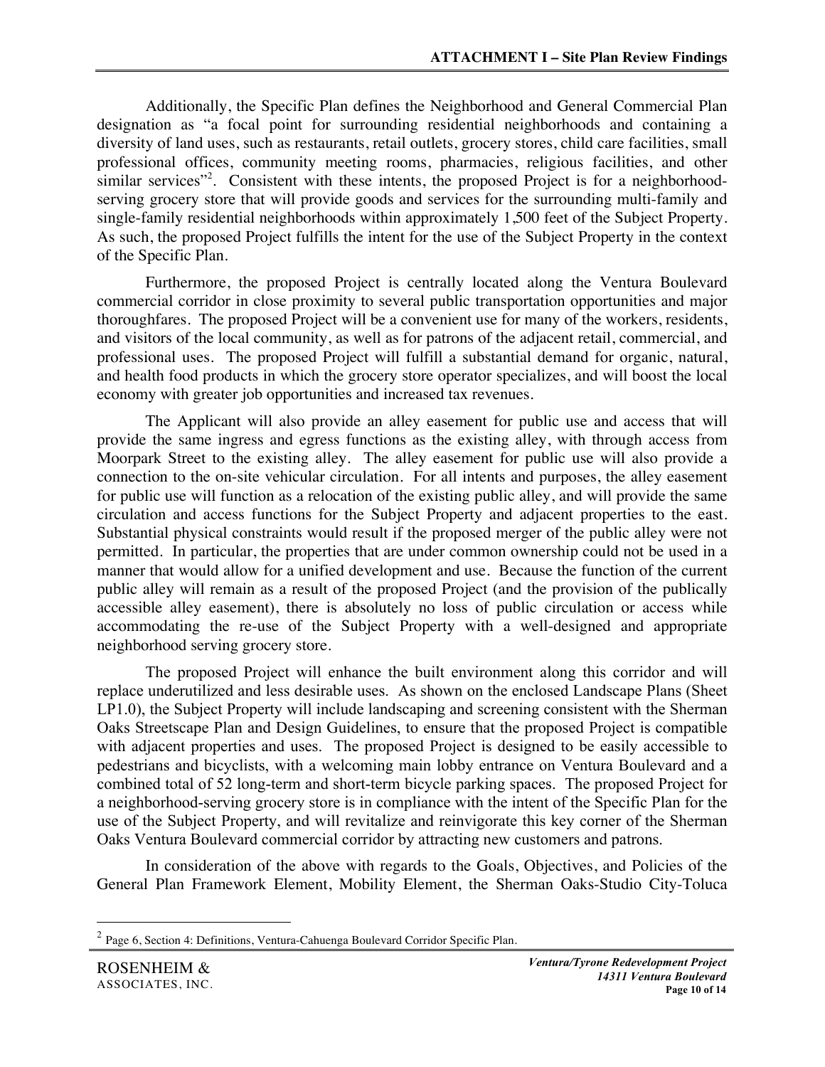Additionally, the Specific Plan defines the Neighborhood and General Commercial Plan designation as "a focal point for surrounding residential neighborhoods and containing a diversity of land uses, such as restaurants, retail outlets, grocery stores, child care facilities, small professional offices, community meeting rooms, pharmacies, religious facilities, and other similar services"[2]. Consistent with these intents, the proposed Project is for a neighborhood-serving grocery store that will provide goods and services for the surrounding multi-family and single-family residential neighborhoods within approximately 1,500 feet of the Subject Property. As such, the proposed Project fulfills the intent for the use of the Subject Property in the context of the Specific Plan.

Furthermore, the proposed Project is centrally located along the Ventura Boulevard commercial corridor in close proximity to several public transportation opportunities and major thoroughfares. The proposed Project will be a convenient use for many of the workers, residents, and visitors of the local community, as well as for patrons of the adjacent retail, commercial, and professional uses. The proposed Project will fulfill a substantial demand for organic, natural, and health food products in which the grocery store operator specializes, and will boost the local economy with greater job opportunities and increased tax revenues.

The Applicant will also provide an alley easement for public use and access that will provide the same ingress and egress functions as the existing alley, with through access from Moorpark Street to the existing alley. The alley easement for public use will also provide a connection to the on-site vehicular circulation. For all intents and purposes, the alley easement for public use will function as a relocation of the existing public alley, and will provide the same circulation and access functions for the Subject Property and adjacent properties to the east. Substantial physical constraints would result if the proposed merger of the public alley were not permitted. In particular, the properties that are under common ownership could not be used in a manner that would allow for a unified development and use. Because the function of the current public alley will remain as a result of the proposed Project (and the provision of the publically accessible alley easement), there is absolutely no loss of public circulation or access while accommodating the re-use of the Subject Property with a well-designed and appropriate neighborhood serving grocery store.

The proposed Project will enhance the built environment along this corridor and will replace underutilized and less desirable uses. As shown on the enclosed Landscape Plans (Sheet LP1.0), the Subject Property will include landscaping and screening consistent with the Sherman Oaks Streetscape Plan and Design Guidelines, to ensure that the proposed Project is compatible with adjacent properties and uses. The proposed Project is designed to be easily accessible to pedestrians and bicyclists, with a welcoming main lobby entrance on Ventura Boulevard and a combined total of 52 long-term and short-term bicycle parking spaces. The proposed Project for a neighborhood-serving grocery store is in compliance with the intent of the Specific Plan for the use of the Subject Property, and will revitalize and reinvigorate this key corner of the Sherman Oaks Ventura Boulevard commercial corridor by attracting new customers and patrons.

In consideration of the above with regards to the Goals, Objectives, and Policies of the General Plan Framework Element, Mobility Element, the Sherman Oaks-Studio City-Toluca

---

[2] Page 6, Section 4: Definitions, Ventura-Cahuenga Boulevard Corridor Specific Plan.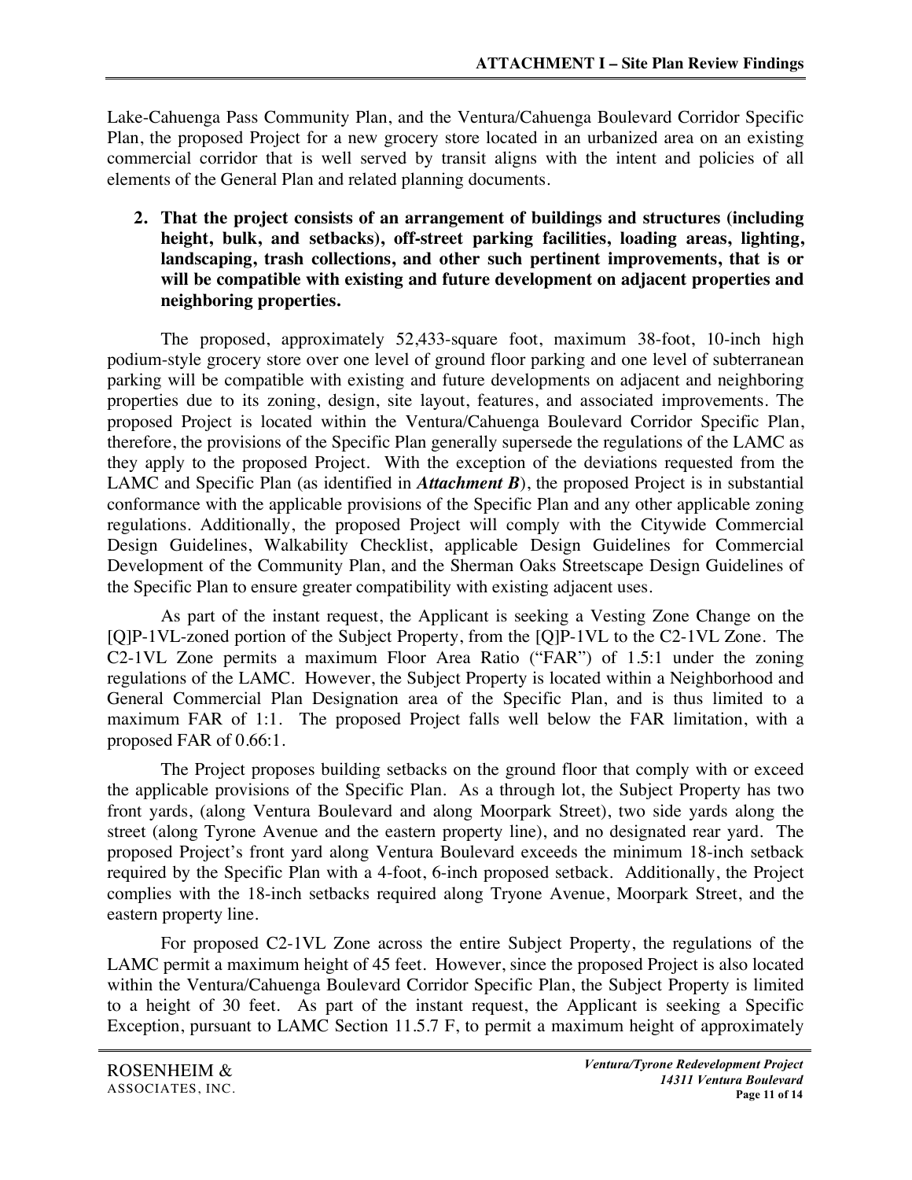Lake-Cahuenga Pass Community Plan, and the Ventura/Cahuenga Boulevard Corridor Specific Plan, the proposed Project for a new grocery store located in an urbanized area on an existing commercial corridor that is well served by transit aligns with the intent and policies of all elements of the General Plan and related planning documents.

2. **That the project consists of an arrangement of buildings and structures (including height, bulk, and setbacks), off-street parking facilities, loading areas, lighting, landscaping, trash collections, and other such pertinent improvements, that is or will be compatible with existing and future development on adjacent properties and neighboring properties.**

The proposed, approximately 52,433-square foot, maximum 38-foot, 10-inch high podium-style grocery store over one level of ground floor parking and one level of subterranean parking will be compatible with existing and future developments on adjacent and neighboring properties due to its zoning, design, site layout, features, and associated improvements. The proposed Project is located within the Ventura/Cahuenga Boulevard Corridor Specific Plan, therefore, the provisions of the Specific Plan generally supersede the regulations of the LAMC as they apply to the proposed Project. With the exception of the deviations requested from the LAMC and Specific Plan (as identified in ***Attachment B***), the proposed Project is in substantial conformance with the applicable provisions of the Specific Plan and any other applicable zoning regulations. Additionally, the proposed Project will comply with the Citywide Commercial Design Guidelines, Walkability Checklist, applicable Design Guidelines for Commercial Development of the Community Plan, and the Sherman Oaks Streetscape Design Guidelines of the Specific Plan to ensure greater compatibility with existing adjacent uses.

As part of the instant request, the Applicant is seeking a Vesting Zone Change on the [Q]P-1VL-zoned portion of the Subject Property, from the [Q]P-1VL to the C2-1VL Zone. The C2-1VL Zone permits a maximum Floor Area Ratio ("FAR") of 1.5:1 under the zoning regulations of the LAMC. However, the Subject Property is located within a Neighborhood and General Commercial Plan Designation area of the Specific Plan, and is thus limited to a maximum FAR of 1:1. The proposed Project falls well below the FAR limitation, with a proposed FAR of 0.66:1.

The Project proposes building setbacks on the ground floor that comply with or exceed the applicable provisions of the Specific Plan. As a through lot, the Subject Property has two front yards, (along Ventura Boulevard and along Moorpark Street), two side yards along the street (along Tyrone Avenue and the eastern property line), and no designated rear yard. The proposed Project's front yard along Ventura Boulevard exceeds the minimum 18-inch setback required by the Specific Plan with a 4-foot, 6-inch proposed setback. Additionally, the Project complies with the 18-inch setbacks required along Tryone Avenue, Moorpark Street, and the eastern property line.

For proposed C2-1VL Zone across the entire Subject Property, the regulations of the LAMC permit a maximum height of 45 feet. However, since the proposed Project is also located within the Ventura/Cahuenga Boulevard Corridor Specific Plan, the Subject Property is limited to a height of 30 feet. As part of the instant request, the Applicant is seeking a Specific Exception, pursuant to LAMC Section 11.5.7 F, to permit a maximum height of approximately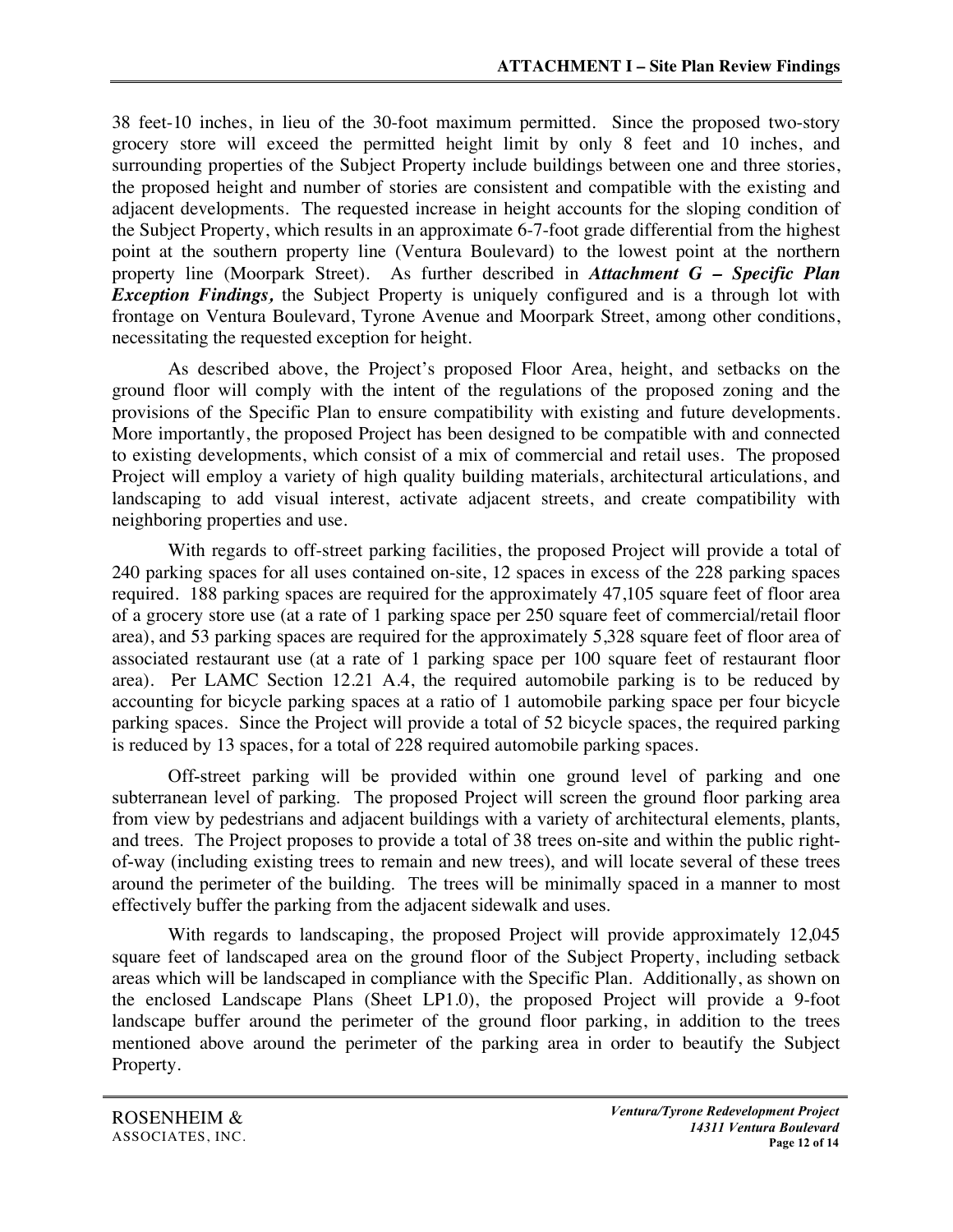38 feet-10 inches, in lieu of the 30-foot maximum permitted. Since the proposed two-story grocery store will exceed the permitted height limit by only 8 feet and 10 inches, and surrounding properties of the Subject Property include buildings between one and three stories, the proposed height and number of stories are consistent and compatible with the existing and adjacent developments. The requested increase in height accounts for the sloping condition of the Subject Property, which results in an approximate 6-7-foot grade differential from the highest point at the southern property line (Ventura Boulevard) to the lowest point at the northern property line (Moorpark Street). As further described in ***Attachment G – Specific Plan Exception Findings,*** the Subject Property is uniquely configured and is a through lot with frontage on Ventura Boulevard, Tyrone Avenue and Moorpark Street, among other conditions, necessitating the requested exception for height.

As described above, the Project's proposed Floor Area, height, and setbacks on the ground floor will comply with the intent of the regulations of the proposed zoning and the provisions of the Specific Plan to ensure compatibility with existing and future developments. More importantly, the proposed Project has been designed to be compatible with and connected to existing developments, which consist of a mix of commercial and retail uses. The proposed Project will employ a variety of high quality building materials, architectural articulations, and landscaping to add visual interest, activate adjacent streets, and create compatibility with neighboring properties and use.

With regards to off-street parking facilities, the proposed Project will provide a total of 240 parking spaces for all uses contained on-site, 12 spaces in excess of the 228 parking spaces required. 188 parking spaces are required for the approximately 47,105 square feet of floor area of a grocery store use (at a rate of 1 parking space per 250 square feet of commercial/retail floor area), and 53 parking spaces are required for the approximately 5,328 square feet of floor area of associated restaurant use (at a rate of 1 parking space per 100 square feet of restaurant floor area). Per LAMC Section 12.21 A.4, the required automobile parking is to be reduced by accounting for bicycle parking spaces at a ratio of 1 automobile parking space per four bicycle parking spaces. Since the Project will provide a total of 52 bicycle spaces, the required parking is reduced by 13 spaces, for a total of 228 required automobile parking spaces.

Off-street parking will be provided within one ground level of parking and one subterranean level of parking. The proposed Project will screen the ground floor parking area from view by pedestrians and adjacent buildings with a variety of architectural elements, plants, and trees. The Project proposes to provide a total of 38 trees on-site and within the public right-of-way (including existing trees to remain and new trees), and will locate several of these trees around the perimeter of the building. The trees will be minimally spaced in a manner to most effectively buffer the parking from the adjacent sidewalk and uses.

With regards to landscaping, the proposed Project will provide approximately 12,045 square feet of landscaped area on the ground floor of the Subject Property, including setback areas which will be landscaped in compliance with the Specific Plan. Additionally, as shown on the enclosed Landscape Plans (Sheet LP1.0), the proposed Project will provide a 9-foot landscape buffer around the perimeter of the ground floor parking, in addition to the trees mentioned above around the perimeter of the parking area in order to beautify the Subject Property.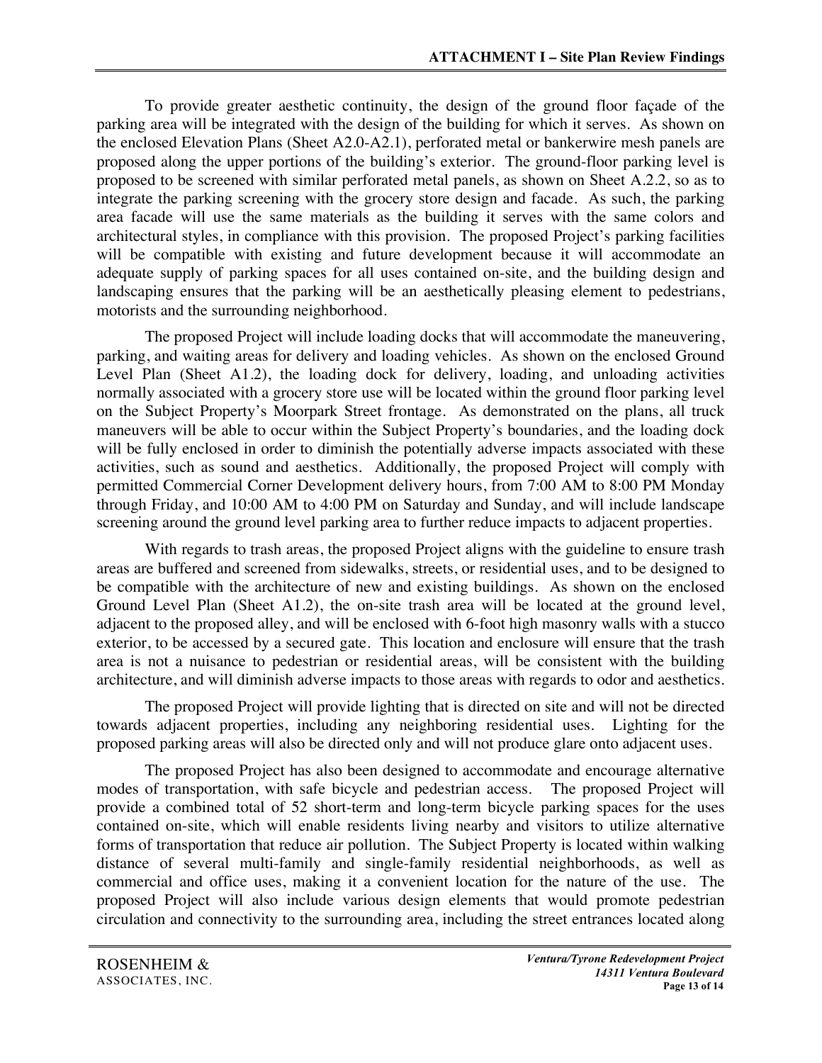To provide greater aesthetic continuity, the design of the ground floor façade of the parking area will be integrated with the design of the building for which it serves. As shown on the enclosed Elevation Plans (Sheet A2.0-A2.1), perforated metal or bankerwire mesh panels are proposed along the upper portions of the building's exterior. The ground-floor parking level is proposed to be screened with similar perforated metal panels, as shown on Sheet A.2.2, so as to integrate the parking screening with the grocery store design and facade. As such, the parking area facade will use the same materials as the building it serves with the same colors and architectural styles, in compliance with this provision. The proposed Project's parking facilities will be compatible with existing and future development because it will accommodate an adequate supply of parking spaces for all uses contained on-site, and the building design and landscaping ensures that the parking will be an aesthetically pleasing element to pedestrians, motorists and the surrounding neighborhood.

The proposed Project will include loading docks that will accommodate the maneuvering, parking, and waiting areas for delivery and loading vehicles. As shown on the enclosed Ground Level Plan (Sheet A1.2), the loading dock for delivery, loading, and unloading activities normally associated with a grocery store use will be located within the ground floor parking level on the Subject Property's Moorpark Street frontage. As demonstrated on the plans, all truck maneuvers will be able to occur within the Subject Property's boundaries, and the loading dock will be fully enclosed in order to diminish the potentially adverse impacts associated with these activities, such as sound and aesthetics. Additionally, the proposed Project will comply with permitted Commercial Corner Development delivery hours, from 7:00 AM to 8:00 PM Monday through Friday, and 10:00 AM to 4:00 PM on Saturday and Sunday, and will include landscape screening around the ground level parking area to further reduce impacts to adjacent properties.

With regards to trash areas, the proposed Project aligns with the guideline to ensure trash areas are buffered and screened from sidewalks, streets, or residential uses, and to be designed to be compatible with the architecture of new and existing buildings. As shown on the enclosed Ground Level Plan (Sheet A1.2), the on-site trash area will be located at the ground level, adjacent to the proposed alley, and will be enclosed with 6-foot high masonry walls with a stucco exterior, to be accessed by a secured gate. This location and enclosure will ensure that the trash area is not a nuisance to pedestrian or residential areas, will be consistent with the building architecture, and will diminish adverse impacts to those areas with regards to odor and aesthetics.

The proposed Project will provide lighting that is directed on site and will not be directed towards adjacent properties, including any neighboring residential uses. Lighting for the proposed parking areas will also be directed only and will not produce glare onto adjacent uses.

The proposed Project has also been designed to accommodate and encourage alternative modes of transportation, with safe bicycle and pedestrian access. The proposed Project will provide a combined total of 52 short-term and long-term bicycle parking spaces for the uses contained on-site, which will enable residents living nearby and visitors to utilize alternative forms of transportation that reduce air pollution. The Subject Property is located within walking distance of several multi-family and single-family residential neighborhoods, as well as commercial and office uses, making it a convenient location for the nature of the use. The proposed Project will also include various design elements that would promote pedestrian circulation and connectivity to the surrounding area, including the street entrances located along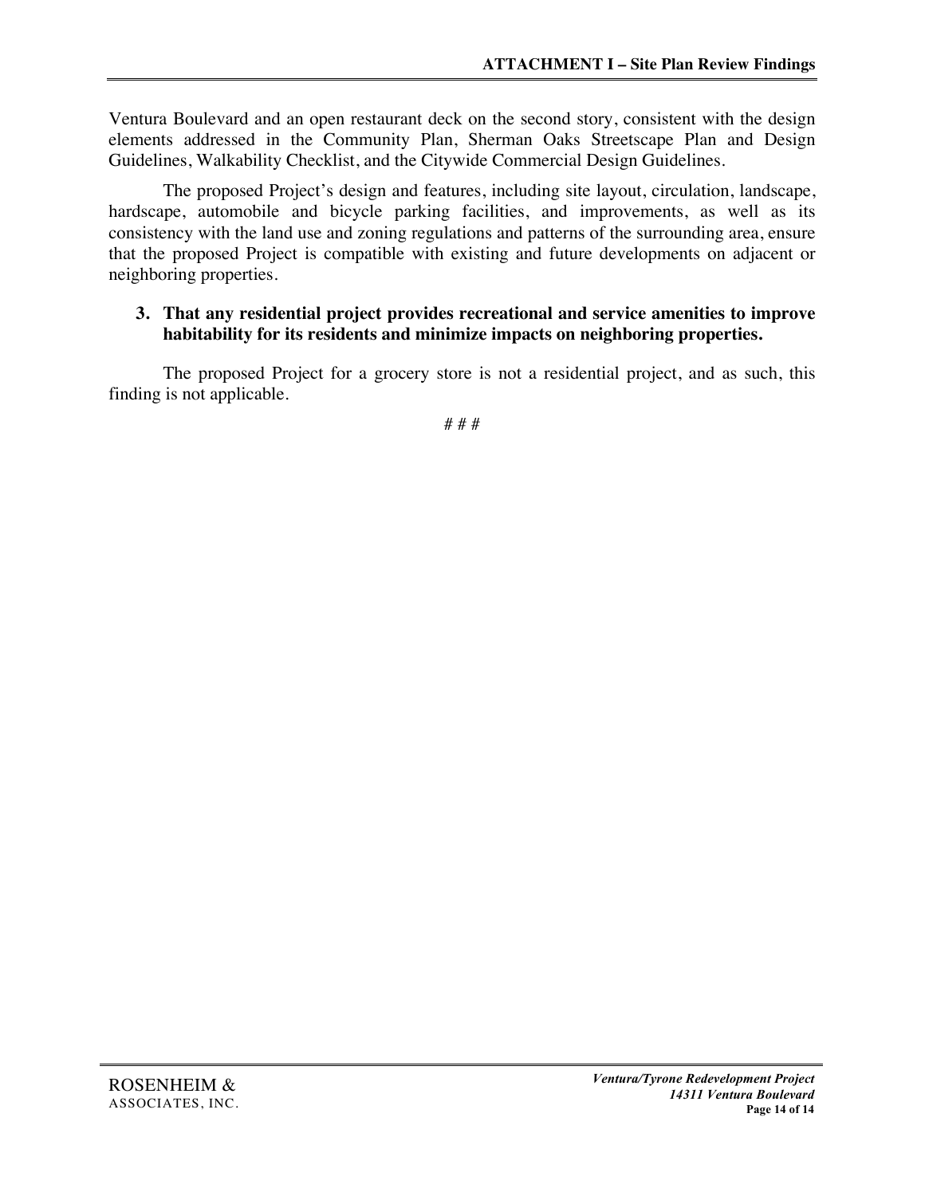Ventura Boulevard and an open restaurant deck on the second story, consistent with the design elements addressed in the Community Plan, Sherman Oaks Streetscape Plan and Design Guidelines, Walkability Checklist, and the Citywide Commercial Design Guidelines.

The proposed Project's design and features, including site layout, circulation, landscape, hardscape, automobile and bicycle parking facilities, and improvements, as well as its consistency with the land use and zoning regulations and patterns of the surrounding area, ensure that the proposed Project is compatible with existing and future developments on adjacent or neighboring properties.

**3. That any residential project provides recreational and service amenities to improve habitability for its residents and minimize impacts on neighboring properties.**

The proposed Project for a grocery store is not a residential project, and as such, this finding is not applicable.

# # #